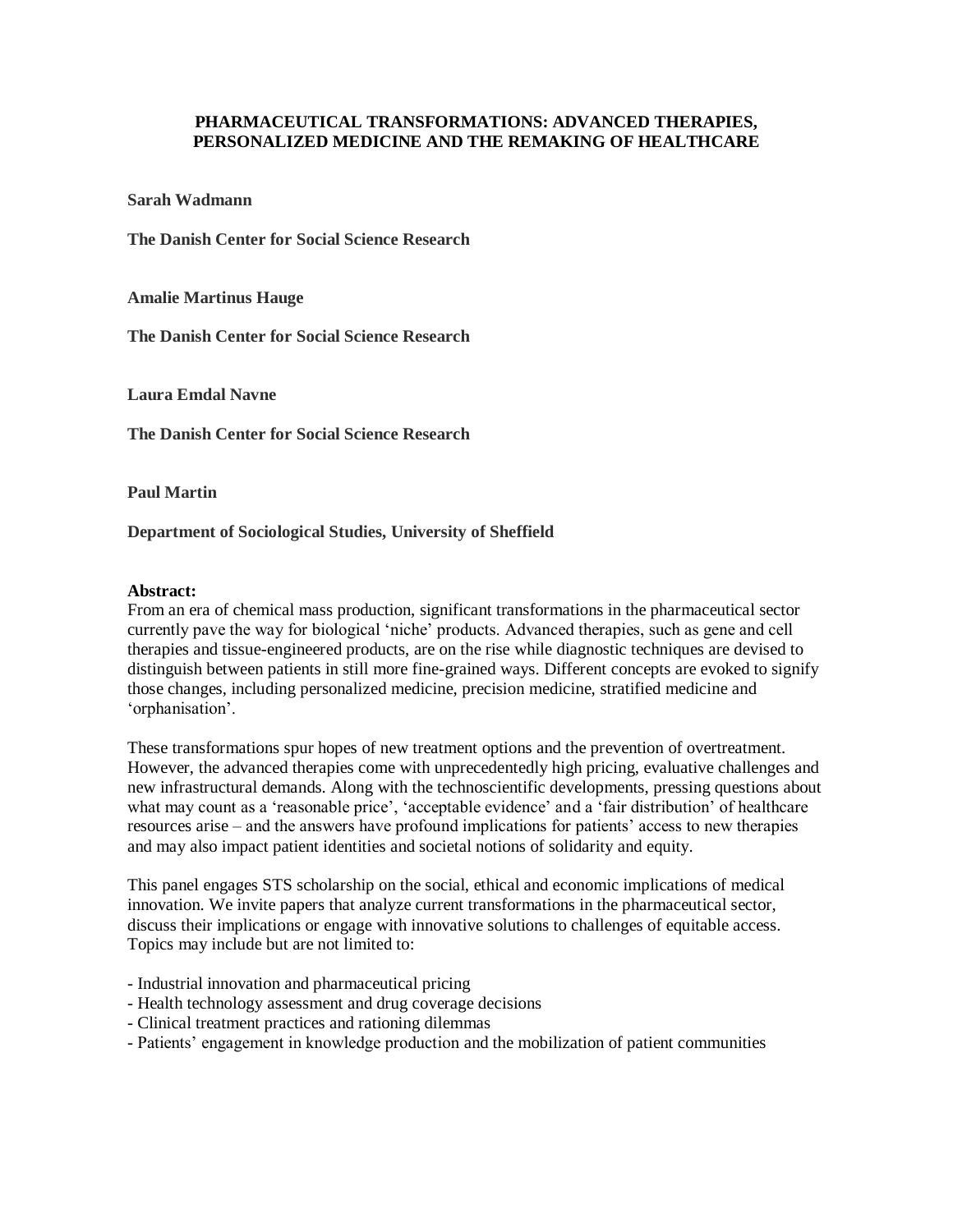# PHARMACEUTICAL TRANSFORMATIONS: ADVANCED THERAPIES, PERSONALIZED MEDICINE AND THE REMAKING OF HEALTHCARE

**Sarah Wadmann**

**The Danish Center for Social Science Research**

**Amalie Martinus Hauge**

**The Danish Center for Social Science Research**

**Laura Emdal Navne**

**The Danish Center for Social Science Research**

**Paul Martin**

**Department of Sociological Studies, University of Sheffield**

**Abstract:**

From an era of chemical mass production, significant transformations in the pharmaceutical sector currently pave the way for biological 'niche' products. Advanced therapies, such as gene and cell therapies and tissue-engineered products, are on the rise while diagnostic techniques are devised to distinguish between patients in still more fine-grained ways. Different concepts are evoked to signify those changes, including personalized medicine, precision medicine, stratified medicine and 'orphanisation'.

These transformations spur hopes of new treatment options and the prevention of overtreatment. However, the advanced therapies come with unprecedentedly high pricing, evaluative challenges and new infrastructural demands. Along with the technoscientific developments, pressing questions about what may count as a 'reasonable price', 'acceptable evidence' and a 'fair distribution' of healthcare resources arise – and the answers have profound implications for patients' access to new therapies and may also impact patient identities and societal notions of solidarity and equity.

This panel engages STS scholarship on the social, ethical and economic implications of medical innovation. We invite papers that analyze current transformations in the pharmaceutical sector, discuss their implications or engage with innovative solutions to challenges of equitable access. Topics may include but are not limited to:

- Industrial innovation and pharmaceutical pricing
- Health technology assessment and drug coverage decisions
- Clinical treatment practices and rationing dilemmas
- Patients' engagement in knowledge production and the mobilization of patient communities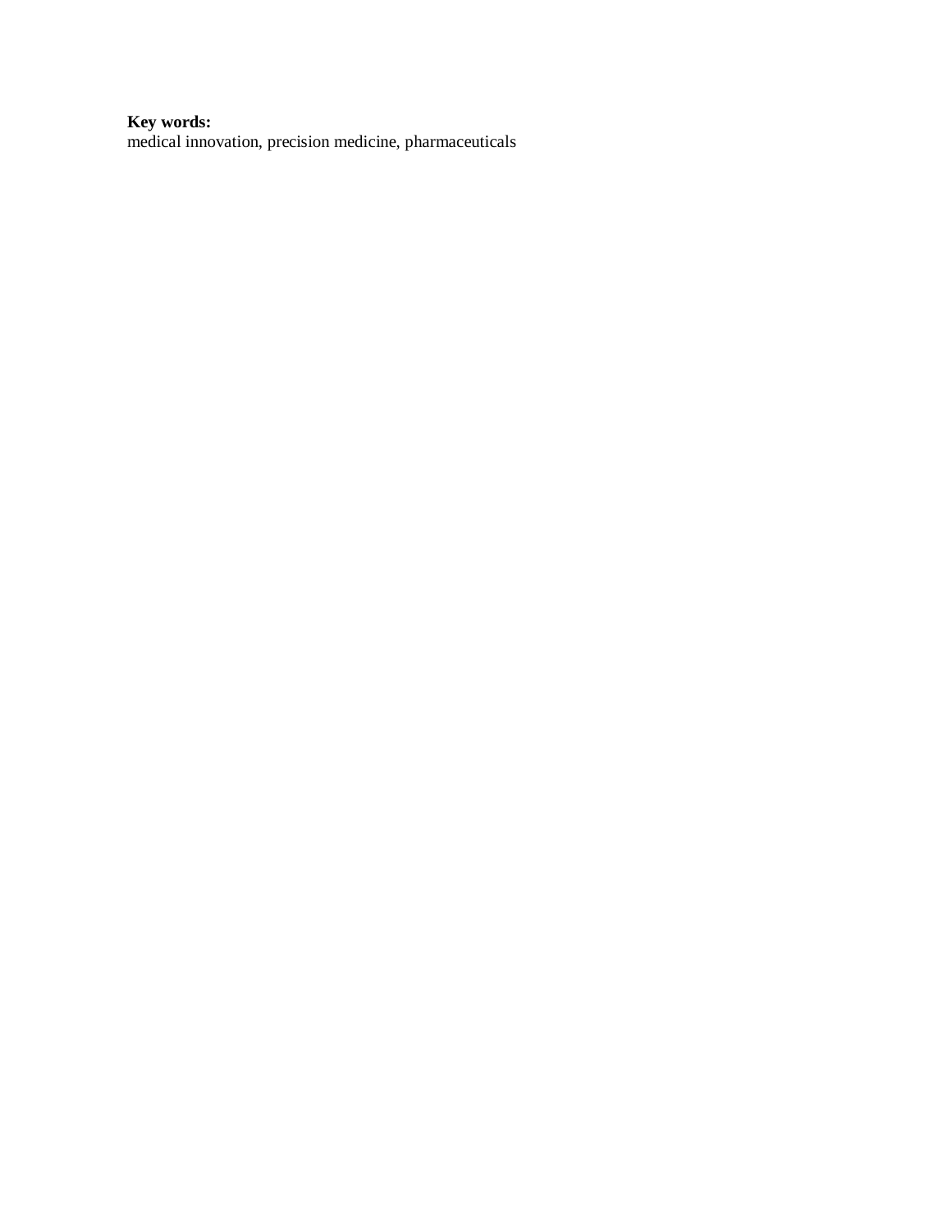**Key words:**
medical innovation, precision medicine, pharmaceuticals